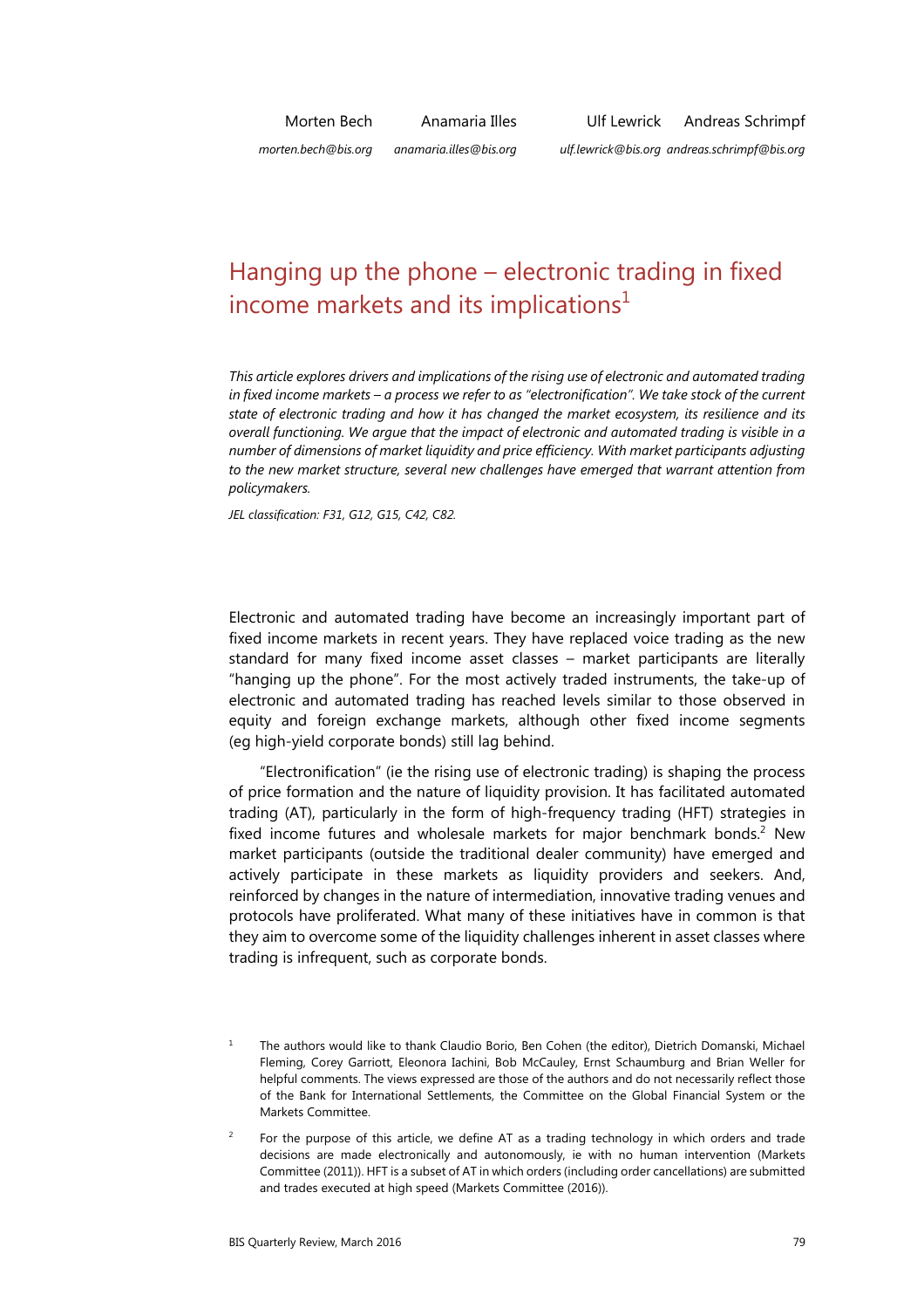Morten Bech
morten.bech@bis.org

Anamaria Illes
anamaria.illes@bis.org

Ulf Lewrick
ulf.lewrick@bis.org

Andreas Schrimpf
andreas.schrimpf@bis.org

# Hanging up the phone – electronic trading in fixed income markets and its implications[1]

*This article explores drivers and implications of the rising use of electronic and automated trading in fixed income markets – a process we refer to as "electronification". We take stock of the current state of electronic trading and how it has changed the market ecosystem, its resilience and its overall functioning. We argue that the impact of electronic and automated trading is visible in a number of dimensions of market liquidity and price efficiency. With market participants adjusting to the new market structure, several new challenges have emerged that warrant attention from policymakers.*

*JEL classification: F31, G12, G15, C42, C82.*

Electronic and automated trading have become an increasingly important part of fixed income markets in recent years. They have replaced voice trading as the new standard for many fixed income asset classes – market participants are literally "hanging up the phone". For the most actively traded instruments, the take-up of electronic and automated trading has reached levels similar to those observed in equity and foreign exchange markets, although other fixed income segments (eg high-yield corporate bonds) still lag behind.

"Electronification" (ie the rising use of electronic trading) is shaping the process of price formation and the nature of liquidity provision. It has facilitated automated trading (AT), particularly in the form of high-frequency trading (HFT) strategies in fixed income futures and wholesale markets for major benchmark bonds.[2] New market participants (outside the traditional dealer community) have emerged and actively participate in these markets as liquidity providers and seekers. And, reinforced by changes in the nature of intermediation, innovative trading venues and protocols have proliferated. What many of these initiatives have in common is that they aim to overcome some of the liquidity challenges inherent in asset classes where trading is infrequent, such as corporate bonds.

[1] The authors would like to thank Claudio Borio, Ben Cohen (the editor), Dietrich Domanski, Michael Fleming, Corey Garriott, Eleonora Iachini, Bob McCauley, Ernst Schaumburg and Brian Weller for helpful comments. The views expressed are those of the authors and do not necessarily reflect those of the Bank for International Settlements, the Committee on the Global Financial System or the Markets Committee.

[2] For the purpose of this article, we define AT as a trading technology in which orders and trade decisions are made electronically and autonomously, ie with no human intervention (Markets Committee (2011)). HFT is a subset of AT in which orders (including order cancellations) are submitted and trades executed at high speed (Markets Committee (2016)).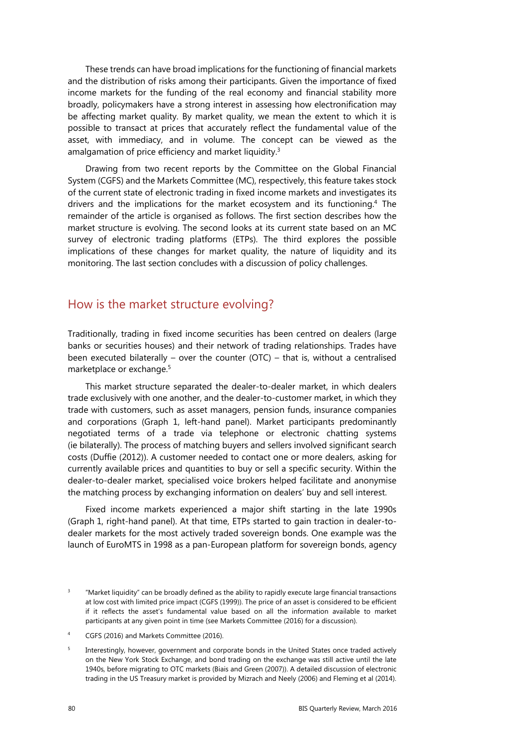These trends can have broad implications for the functioning of financial markets and the distribution of risks among their participants. Given the importance of fixed income markets for the funding of the real economy and financial stability more broadly, policymakers have a strong interest in assessing how electronification may be affecting market quality. By market quality, we mean the extent to which it is possible to transact at prices that accurately reflect the fundamental value of the asset, with immediacy, and in volume. The concept can be viewed as the amalgamation of price efficiency and market liquidity.[3]

Drawing from two recent reports by the Committee on the Global Financial System (CGFS) and the Markets Committee (MC), respectively, this feature takes stock of the current state of electronic trading in fixed income markets and investigates its drivers and the implications for the market ecosystem and its functioning.[4] The remainder of the article is organised as follows. The first section describes how the market structure is evolving. The second looks at its current state based on an MC survey of electronic trading platforms (ETPs). The third explores the possible implications of these changes for market quality, the nature of liquidity and its monitoring. The last section concludes with a discussion of policy challenges.

## How is the market structure evolving?

Traditionally, trading in fixed income securities has been centred on dealers (large banks or securities houses) and their network of trading relationships. Trades have been executed bilaterally – over the counter (OTC) – that is, without a centralised marketplace or exchange.[5]

This market structure separated the dealer-to-dealer market, in which dealers trade exclusively with one another, and the dealer-to-customer market, in which they trade with customers, such as asset managers, pension funds, insurance companies and corporations (Graph 1, left-hand panel). Market participants predominantly negotiated terms of a trade via telephone or electronic chatting systems (ie bilaterally). The process of matching buyers and sellers involved significant search costs (Duffie (2012)). A customer needed to contact one or more dealers, asking for currently available prices and quantities to buy or sell a specific security. Within the dealer-to-dealer market, specialised voice brokers helped facilitate and anonymise the matching process by exchanging information on dealers' buy and sell interest.

Fixed income markets experienced a major shift starting in the late 1990s (Graph 1, right-hand panel). At that time, ETPs started to gain traction in dealer-to-dealer markets for the most actively traded sovereign bonds. One example was the launch of EuroMTS in 1998 as a pan-European platform for sovereign bonds, agency

---

[3] "Market liquidity" can be broadly defined as the ability to rapidly execute large financial transactions at low cost with limited price impact (CGFS (1999)). The price of an asset is considered to be efficient if it reflects the asset's fundamental value based on all the information available to market participants at any given point in time (see Markets Committee (2016) for a discussion).

[4] CGFS (2016) and Markets Committee (2016).

[5] Interestingly, however, government and corporate bonds in the United States once traded actively on the New York Stock Exchange, and bond trading on the exchange was still active until the late 1940s, before migrating to OTC markets (Biais and Green (2007)). A detailed discussion of electronic trading in the US Treasury market is provided by Mizrach and Neely (2006) and Fleming et al (2014).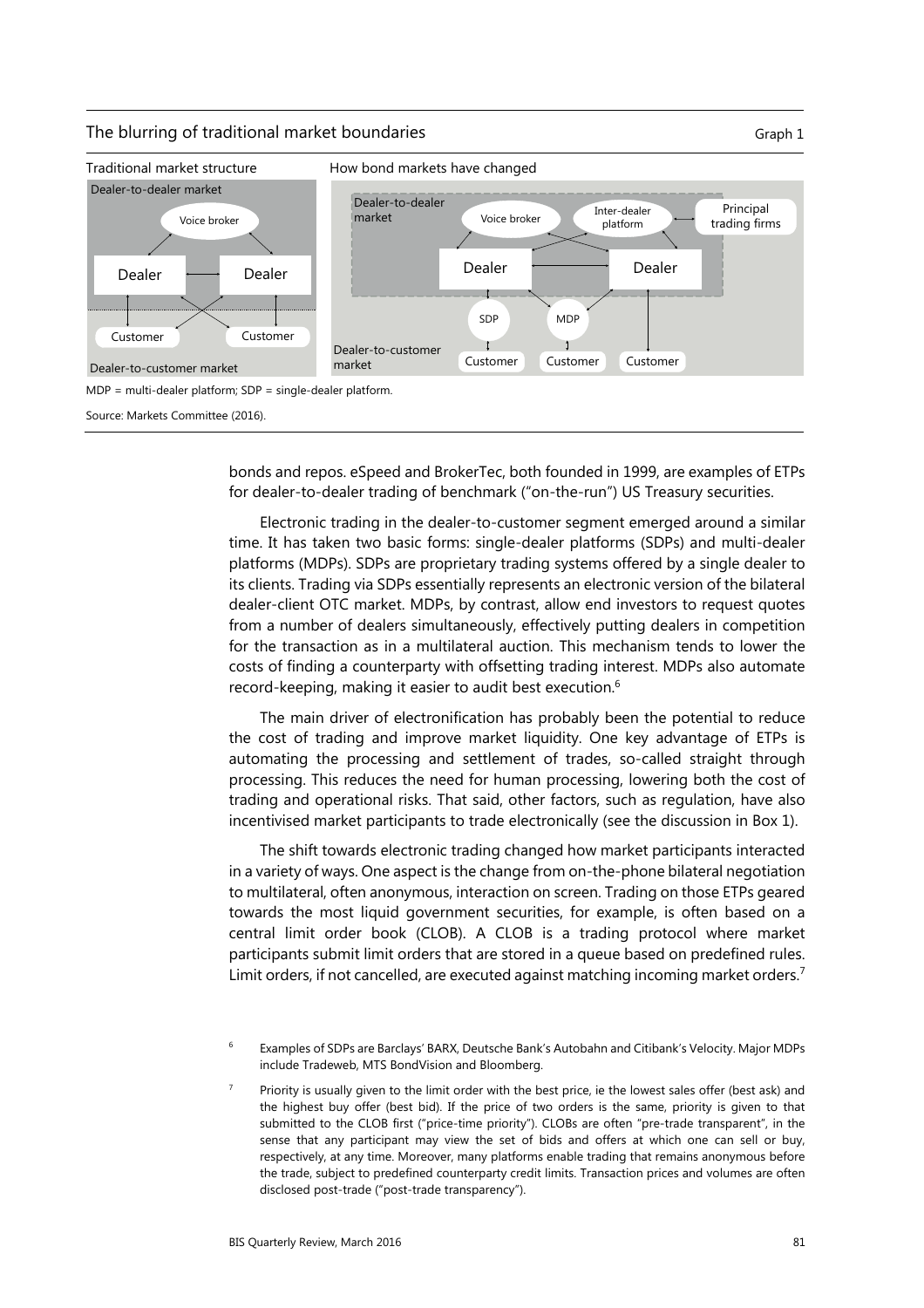The blurring of traditional market boundaries

Graph 1

Traditional market structure

Dealer-to-dealer market

Voice broker

Dealer

Dealer

Customer

Customer

Dealer-to-customer market

How bond markets have changed

Dealer-to-dealer market

Voice broker

Inter-dealer platform

Principal trading firms

Dealer

Dealer

SDP

MDP

Dealer-to-customer market

Customer

Customer

Customer

MDP = multi-dealer platform; SDP = single-dealer platform.

Source: Markets Committee (2016).

bonds and repos. eSpeed and BrokerTec, both founded in 1999, are examples of ETPs for dealer-to-dealer trading of benchmark ("on-the-run") US Treasury securities.

Electronic trading in the dealer-to-customer segment emerged around a similar time. It has taken two basic forms: single-dealer platforms (SDPs) and multi-dealer platforms (MDPs). SDPs are proprietary trading systems offered by a single dealer to its clients. Trading via SDPs essentially represents an electronic version of the bilateral dealer-client OTC market. MDPs, by contrast, allow end investors to request quotes from a number of dealers simultaneously, effectively putting dealers in competition for the transaction as in a multilateral auction. This mechanism tends to lower the costs of finding a counterparty with offsetting trading interest. MDPs also automate record-keeping, making it easier to audit best execution.[6]

The main driver of electronification has probably been the potential to reduce the cost of trading and improve market liquidity. One key advantage of ETPs is automating the processing and settlement of trades, so-called straight through processing. This reduces the need for human processing, lowering both the cost of trading and operational risks. That said, other factors, such as regulation, have also incentivised market participants to trade electronically (see the discussion in Box 1).

The shift towards electronic trading changed how market participants interacted in a variety of ways. One aspect is the change from on-the-phone bilateral negotiation to multilateral, often anonymous, interaction on screen. Trading on those ETPs geared towards the most liquid government securities, for example, is often based on a central limit order book (CLOB). A CLOB is a trading protocol where market participants submit limit orders that are stored in a queue based on predefined rules. Limit orders, if not cancelled, are executed against matching incoming market orders.[7]

[6] Examples of SDPs are Barclays' BARX, Deutsche Bank's Autobahn and Citibank's Velocity. Major MDPs include Tradeweb, MTS BondVision and Bloomberg.

[7] Priority is usually given to the limit order with the best price, ie the lowest sales offer (best ask) and the highest buy offer (best bid). If the price of two orders is the same, priority is given to that submitted to the CLOB first ("price-time priority"). CLOBs are often "pre-trade transparent", in the sense that any participant may view the set of bids and offers at which one can sell or buy, respectively, at any time. Moreover, many platforms enable trading that remains anonymous before the trade, subject to predefined counterparty credit limits. Transaction prices and volumes are often disclosed post-trade ("post-trade transparency").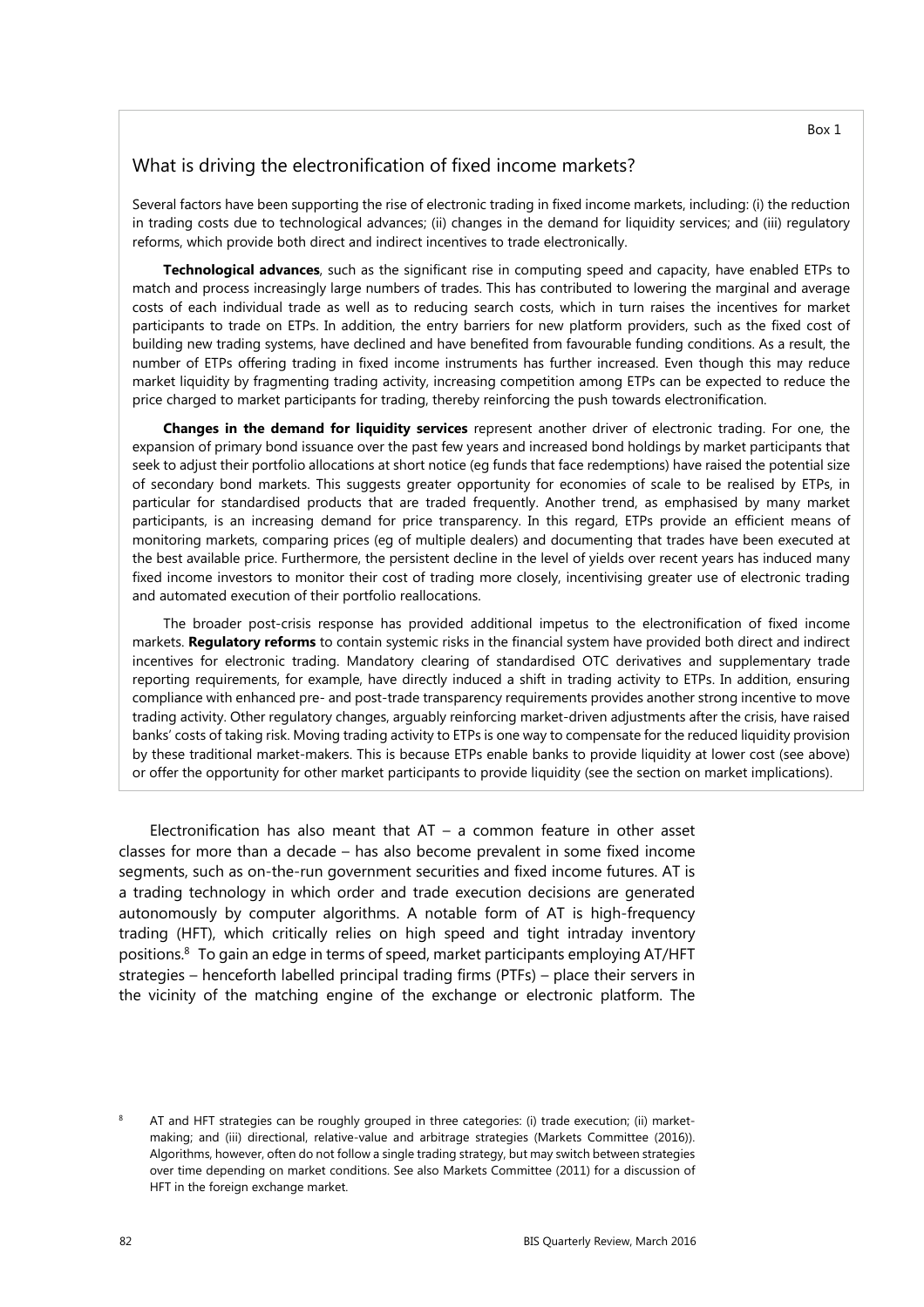Box 1

## What is driving the electronification of fixed income markets?

Several factors have been supporting the rise of electronic trading in fixed income markets, including: (i) the reduction in trading costs due to technological advances; (ii) changes in the demand for liquidity services; and (iii) regulatory reforms, which provide both direct and indirect incentives to trade electronically.

**Technological advances**, such as the significant rise in computing speed and capacity, have enabled ETPs to match and process increasingly large numbers of trades. This has contributed to lowering the marginal and average costs of each individual trade as well as to reducing search costs, which in turn raises the incentives for market participants to trade on ETPs. In addition, the entry barriers for new platform providers, such as the fixed cost of building new trading systems, have declined and have benefited from favourable funding conditions. As a result, the number of ETPs offering trading in fixed income instruments has further increased. Even though this may reduce market liquidity by fragmenting trading activity, increasing competition among ETPs can be expected to reduce the price charged to market participants for trading, thereby reinforcing the push towards electronification.

**Changes in the demand for liquidity services** represent another driver of electronic trading. For one, the expansion of primary bond issuance over the past few years and increased bond holdings by market participants that seek to adjust their portfolio allocations at short notice (eg funds that face redemptions) have raised the potential size of secondary bond markets. This suggests greater opportunity for economies of scale to be realised by ETPs, in particular for standardised products that are traded frequently. Another trend, as emphasised by many market participants, is an increasing demand for price transparency. In this regard, ETPs provide an efficient means of monitoring markets, comparing prices (eg of multiple dealers) and documenting that trades have been executed at the best available price. Furthermore, the persistent decline in the level of yields over recent years has induced many fixed income investors to monitor their cost of trading more closely, incentivising greater use of electronic trading and automated execution of their portfolio reallocations.

The broader post-crisis response has provided additional impetus to the electronification of fixed income markets. **Regulatory reforms** to contain systemic risks in the financial system have provided both direct and indirect incentives for electronic trading. Mandatory clearing of standardised OTC derivatives and supplementary trade reporting requirements, for example, have directly induced a shift in trading activity to ETPs. In addition, ensuring compliance with enhanced pre- and post-trade transparency requirements provides another strong incentive to move trading activity. Other regulatory changes, arguably reinforcing market-driven adjustments after the crisis, have raised banks' costs of taking risk. Moving trading activity to ETPs is one way to compensate for the reduced liquidity provision by these traditional market-makers. This is because ETPs enable banks to provide liquidity at lower cost (see above) or offer the opportunity for other market participants to provide liquidity (see the section on market implications).

Electronification has also meant that AT – a common feature in other asset classes for more than a decade – has also become prevalent in some fixed income segments, such as on-the-run government securities and fixed income futures. AT is a trading technology in which order and trade execution decisions are generated autonomously by computer algorithms. A notable form of AT is high-frequency trading (HFT), which critically relies on high speed and tight intraday inventory positions.[8] To gain an edge in terms of speed, market participants employing AT/HFT strategies – henceforth labelled principal trading firms (PTFs) – place their servers in the vicinity of the matching engine of the exchange or electronic platform. The

[8] AT and HFT strategies can be roughly grouped in three categories: (i) trade execution; (ii) market-making; and (iii) directional, relative-value and arbitrage strategies (Markets Committee (2016)). Algorithms, however, often do not follow a single trading strategy, but may switch between strategies over time depending on market conditions. See also Markets Committee (2011) for a discussion of HFT in the foreign exchange market.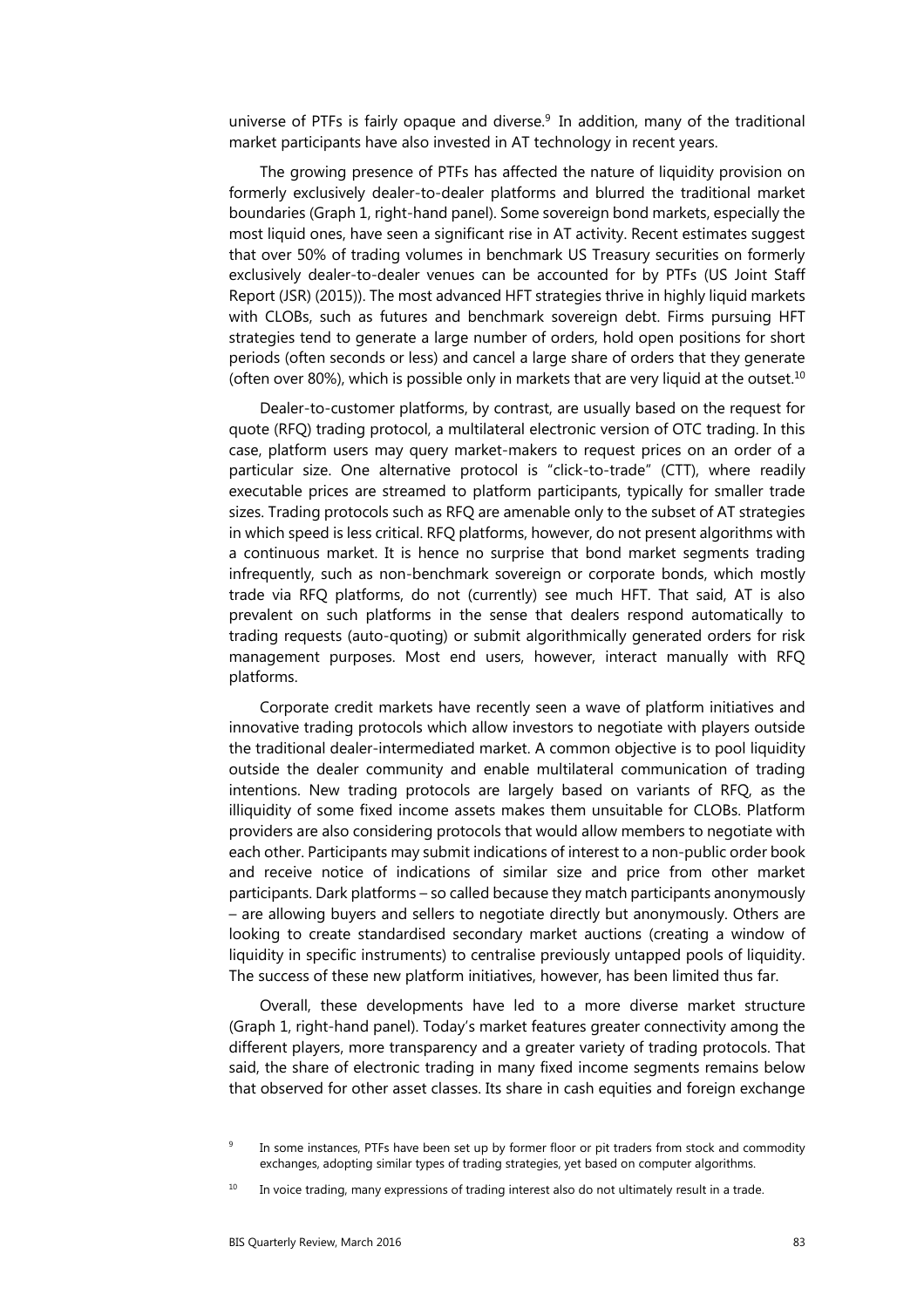universe of PTFs is fairly opaque and diverse.[9] In addition, many of the traditional market participants have also invested in AT technology in recent years.

The growing presence of PTFs has affected the nature of liquidity provision on formerly exclusively dealer-to-dealer platforms and blurred the traditional market boundaries (Graph 1, right-hand panel). Some sovereign bond markets, especially the most liquid ones, have seen a significant rise in AT activity. Recent estimates suggest that over 50% of trading volumes in benchmark US Treasury securities on formerly exclusively dealer-to-dealer venues can be accounted for by PTFs (US Joint Staff Report (JSR) (2015)). The most advanced HFT strategies thrive in highly liquid markets with CLOBs, such as futures and benchmark sovereign debt. Firms pursuing HFT strategies tend to generate a large number of orders, hold open positions for short periods (often seconds or less) and cancel a large share of orders that they generate (often over 80%), which is possible only in markets that are very liquid at the outset.[10]

Dealer-to-customer platforms, by contrast, are usually based on the request for quote (RFQ) trading protocol, a multilateral electronic version of OTC trading. In this case, platform users may query market-makers to request prices on an order of a particular size. One alternative protocol is "click-to-trade" (CTT), where readily executable prices are streamed to platform participants, typically for smaller trade sizes. Trading protocols such as RFQ are amenable only to the subset of AT strategies in which speed is less critical. RFQ platforms, however, do not present algorithms with a continuous market. It is hence no surprise that bond market segments trading infrequently, such as non-benchmark sovereign or corporate bonds, which mostly trade via RFQ platforms, do not (currently) see much HFT. That said, AT is also prevalent on such platforms in the sense that dealers respond automatically to trading requests (auto-quoting) or submit algorithmically generated orders for risk management purposes. Most end users, however, interact manually with RFQ platforms.

Corporate credit markets have recently seen a wave of platform initiatives and innovative trading protocols which allow investors to negotiate with players outside the traditional dealer-intermediated market. A common objective is to pool liquidity outside the dealer community and enable multilateral communication of trading intentions. New trading protocols are largely based on variants of RFQ, as the illiquidity of some fixed income assets makes them unsuitable for CLOBs. Platform providers are also considering protocols that would allow members to negotiate with each other. Participants may submit indications of interest to a non-public order book and receive notice of indications of similar size and price from other market participants. Dark platforms – so called because they match participants anonymously – are allowing buyers and sellers to negotiate directly but anonymously. Others are looking to create standardised secondary market auctions (creating a window of liquidity in specific instruments) to centralise previously untapped pools of liquidity. The success of these new platform initiatives, however, has been limited thus far.

Overall, these developments have led to a more diverse market structure (Graph 1, right-hand panel). Today's market features greater connectivity among the different players, more transparency and a greater variety of trading protocols. That said, the share of electronic trading in many fixed income segments remains below that observed for other asset classes. Its share in cash equities and foreign exchange

[9] In some instances, PTFs have been set up by former floor or pit traders from stock and commodity exchanges, adopting similar types of trading strategies, yet based on computer algorithms.

[10] In voice trading, many expressions of trading interest also do not ultimately result in a trade.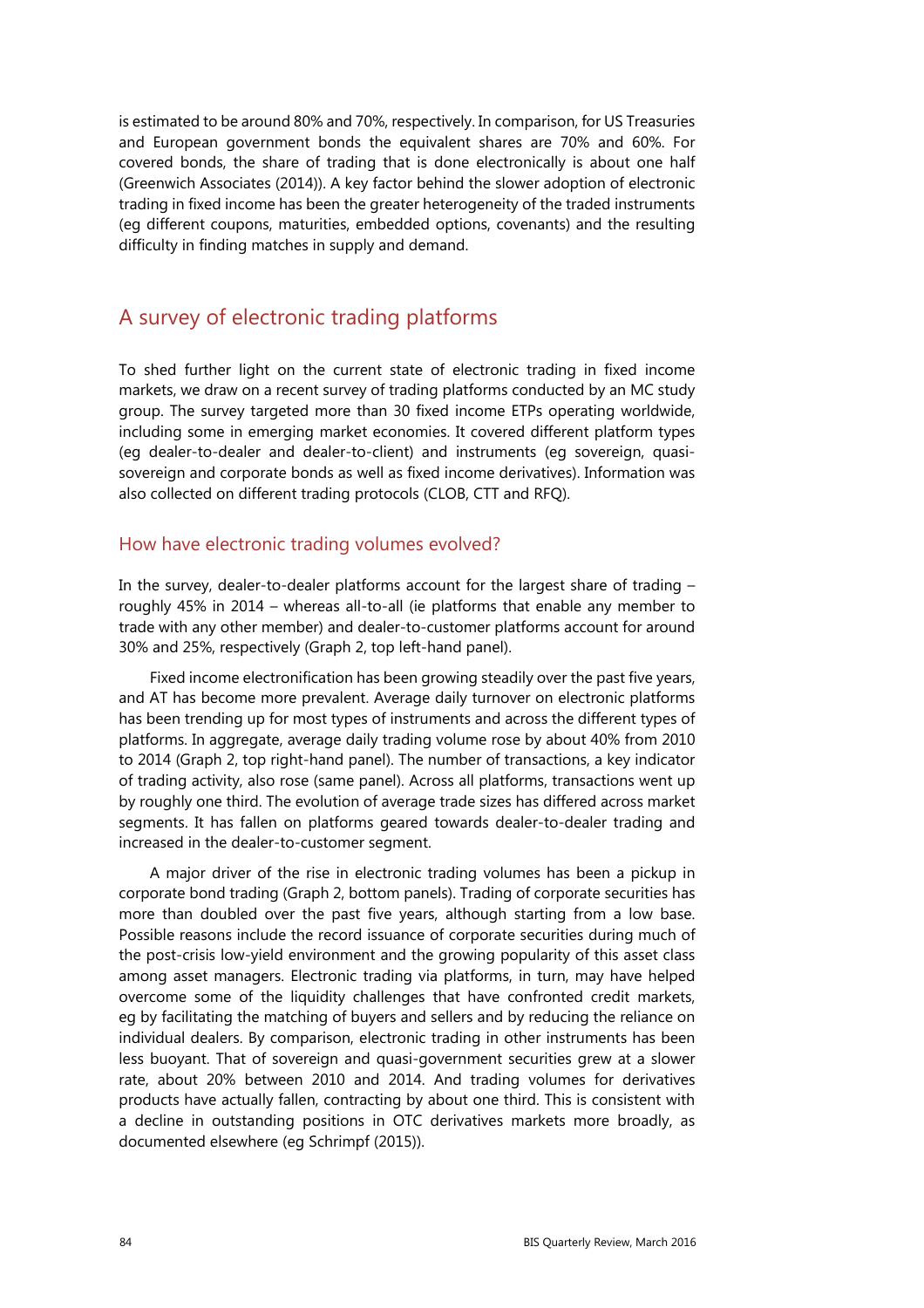is estimated to be around 80% and 70%, respectively. In comparison, for US Treasuries and European government bonds the equivalent shares are 70% and 60%. For covered bonds, the share of trading that is done electronically is about one half (Greenwich Associates (2014)). A key factor behind the slower adoption of electronic trading in fixed income has been the greater heterogeneity of the traded instruments (eg different coupons, maturities, embedded options, covenants) and the resulting difficulty in finding matches in supply and demand.

## A survey of electronic trading platforms

To shed further light on the current state of electronic trading in fixed income markets, we draw on a recent survey of trading platforms conducted by an MC study group. The survey targeted more than 30 fixed income ETPs operating worldwide, including some in emerging market economies. It covered different platform types (eg dealer-to-dealer and dealer-to-client) and instruments (eg sovereign, quasi-sovereign and corporate bonds as well as fixed income derivatives). Information was also collected on different trading protocols (CLOB, CTT and RFQ).

### How have electronic trading volumes evolved?

In the survey, dealer-to-dealer platforms account for the largest share of trading – roughly 45% in 2014 – whereas all-to-all (ie platforms that enable any member to trade with any other member) and dealer-to-customer platforms account for around 30% and 25%, respectively (Graph 2, top left-hand panel).

Fixed income electronification has been growing steadily over the past five years, and AT has become more prevalent. Average daily turnover on electronic platforms has been trending up for most types of instruments and across the different types of platforms. In aggregate, average daily trading volume rose by about 40% from 2010 to 2014 (Graph 2, top right-hand panel). The number of transactions, a key indicator of trading activity, also rose (same panel). Across all platforms, transactions went up by roughly one third. The evolution of average trade sizes has differed across market segments. It has fallen on platforms geared towards dealer-to-dealer trading and increased in the dealer-to-customer segment.

A major driver of the rise in electronic trading volumes has been a pickup in corporate bond trading (Graph 2, bottom panels). Trading of corporate securities has more than doubled over the past five years, although starting from a low base. Possible reasons include the record issuance of corporate securities during much of the post-crisis low-yield environment and the growing popularity of this asset class among asset managers. Electronic trading via platforms, in turn, may have helped overcome some of the liquidity challenges that have confronted credit markets, eg by facilitating the matching of buyers and sellers and by reducing the reliance on individual dealers. By comparison, electronic trading in other instruments has been less buoyant. That of sovereign and quasi-government securities grew at a slower rate, about 20% between 2010 and 2014. And trading volumes for derivatives products have actually fallen, contracting by about one third. This is consistent with a decline in outstanding positions in OTC derivatives markets more broadly, as documented elsewhere (eg Schrimpf (2015)).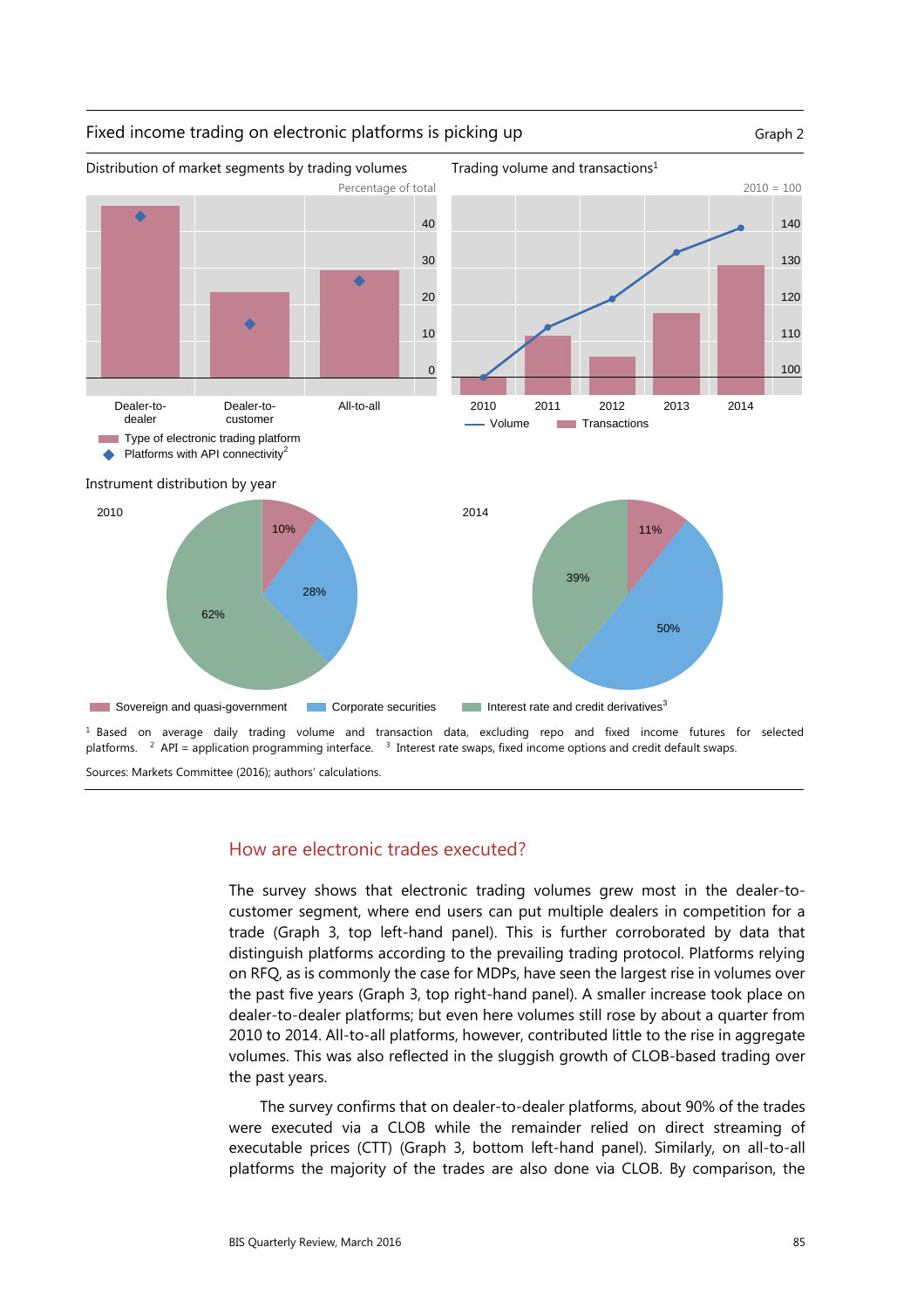Fixed income trading on electronic platforms is picking up

Graph 2

Distribution of market segments by trading volumes

Percentage of total

Dealer-to-dealer | Dealer-to-customer | All-to-all

Type of electronic trading platform
Platforms with API connectivity[2]

Trading volume and transactions[1]

2010 = 100

Volume | Transactions

Instrument distribution by year

2010: Sovereign and quasi-government 10%; Corporate securities 28%; Interest rate and credit derivatives 62%

2014: Sovereign and quasi-government 11%; Corporate securities 50%; Interest rate and credit derivatives 39%

Sovereign and quasi-government | Corporate securities | Interest rate and credit derivatives[3]

[1] Based on average daily trading volume and transaction data, excluding repo and fixed income futures for selected platforms. [2] API = application programming interface. [3] Interest rate swaps, fixed income options and credit default swaps.

Sources: Markets Committee (2016); authors' calculations.

## How are electronic trades executed?

The survey shows that electronic trading volumes grew most in the dealer-to-customer segment, where end users can put multiple dealers in competition for a trade (Graph 3, top left-hand panel). This is further corroborated by data that distinguish platforms according to the prevailing trading protocol. Platforms relying on RFQ, as is commonly the case for MDPs, have seen the largest rise in volumes over the past five years (Graph 3, top right-hand panel). A smaller increase took place on dealer-to-dealer platforms; but even here volumes still rose by about a quarter from 2010 to 2014. All-to-all platforms, however, contributed little to the rise in aggregate volumes. This was also reflected in the sluggish growth of CLOB-based trading over the past years.

The survey confirms that on dealer-to-dealer platforms, about 90% of the trades were executed via a CLOB while the remainder relied on direct streaming of executable prices (CTT) (Graph 3, bottom left-hand panel). Similarly, on all-to-all platforms the majority of the trades are also done via CLOB. By comparison, the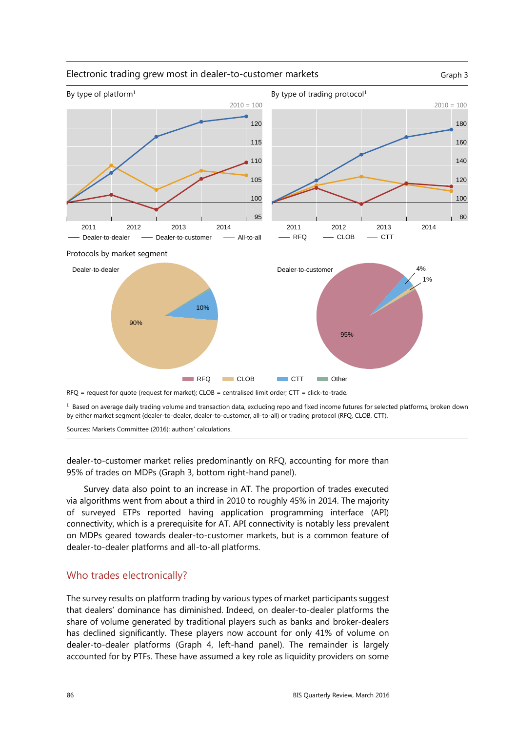Electronic trading grew most in dealer-to-customer markets

Graph 3

By type of platform[1]

2010 = 100

— Dealer-to-dealer — Dealer-to-customer — All-to-all

By type of trading protocol[1]

2010 = 100

— RFQ — CLOB — CTT

Protocols by market segment

Dealer-to-dealer: CLOB 90%, CTT 10%

Dealer-to-customer: RFQ 95%, CTT 4%, 1%

RFQ CLOB CTT Other

RFQ = request for quote (request for market); CLOB = centralised limit order; CTT = click-to-trade.

[1] Based on average daily trading volume and transaction data, excluding repo and fixed income futures for selected platforms, broken down by either market segment (dealer-to-dealer, dealer-to-customer, all-to-all) or trading protocol (RFQ, CLOB, CTT).

Sources: Markets Committee (2016); authors' calculations.

dealer-to-customer market relies predominantly on RFQ, accounting for more than 95% of trades on MDPs (Graph 3, bottom right-hand panel).

Survey data also point to an increase in AT. The proportion of trades executed via algorithms went from about a third in 2010 to roughly 45% in 2014. The majority of surveyed ETPs reported having application programming interface (API) connectivity, which is a prerequisite for AT. API connectivity is notably less prevalent on MDPs geared towards dealer-to-customer markets, but is a common feature of dealer-to-dealer platforms and all-to-all platforms.

## Who trades electronically?

The survey results on platform trading by various types of market participants suggest that dealers' dominance has diminished. Indeed, on dealer-to-dealer platforms the share of volume generated by traditional players such as banks and broker-dealers has declined significantly. These players now account for only 41% of volume on dealer-to-dealer platforms (Graph 4, left-hand panel). The remainder is largely accounted for by PTFs. These have assumed a key role as liquidity providers on some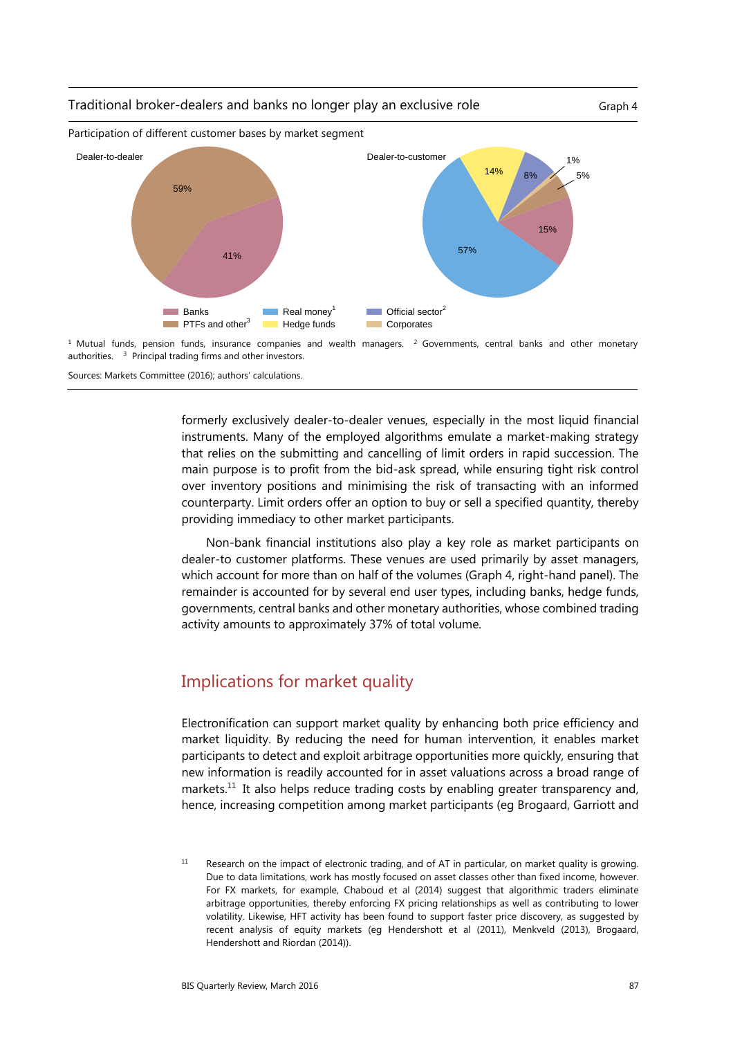Traditional broker-dealers and banks no longer play an exclusive role

Graph 4

Participation of different customer bases by market segment

Dealer-to-dealer: Banks 41%; PTFs and other[3] 59%

Dealer-to-customer: Real money[1] 57%; Hedge funds 14%; Official sector[2] 8%; Corporates 1%; PTFs and other[3] 5%; Banks 15%

[1] Mutual funds, pension funds, insurance companies and wealth managers. [2] Governments, central banks and other monetary authorities. [3] Principal trading firms and other investors.

Sources: Markets Committee (2016); authors' calculations.

formerly exclusively dealer-to-dealer venues, especially in the most liquid financial instruments. Many of the employed algorithms emulate a market-making strategy that relies on the submitting and cancelling of limit orders in rapid succession. The main purpose is to profit from the bid-ask spread, while ensuring tight risk control over inventory positions and minimising the risk of transacting with an informed counterparty. Limit orders offer an option to buy or sell a specified quantity, thereby providing immediacy to other market participants.

Non-bank financial institutions also play a key role as market participants on dealer-to customer platforms. These venues are used primarily by asset managers, which account for more than on half of the volumes (Graph 4, right-hand panel). The remainder is accounted for by several end user types, including banks, hedge funds, governments, central banks and other monetary authorities, whose combined trading activity amounts to approximately 37% of total volume.

## Implications for market quality

Electronification can support market quality by enhancing both price efficiency and market liquidity. By reducing the need for human intervention, it enables market participants to detect and exploit arbitrage opportunities more quickly, ensuring that new information is readily accounted for in asset valuations across a broad range of markets.[11] It also helps reduce trading costs by enabling greater transparency and, hence, increasing competition among market participants (eg Brogaard, Garriott and

[11] Research on the impact of electronic trading, and of AT in particular, on market quality is growing. Due to data limitations, work has mostly focused on asset classes other than fixed income, however. For FX markets, for example, Chaboud et al (2014) suggest that algorithmic traders eliminate arbitrage opportunities, thereby enforcing FX pricing relationships as well as contributing to lower volatility. Likewise, HFT activity has been found to support faster price discovery, as suggested by recent analysis of equity markets (eg Hendershott et al (2011), Menkveld (2013), Brogaard, Hendershott and Riordan (2014)).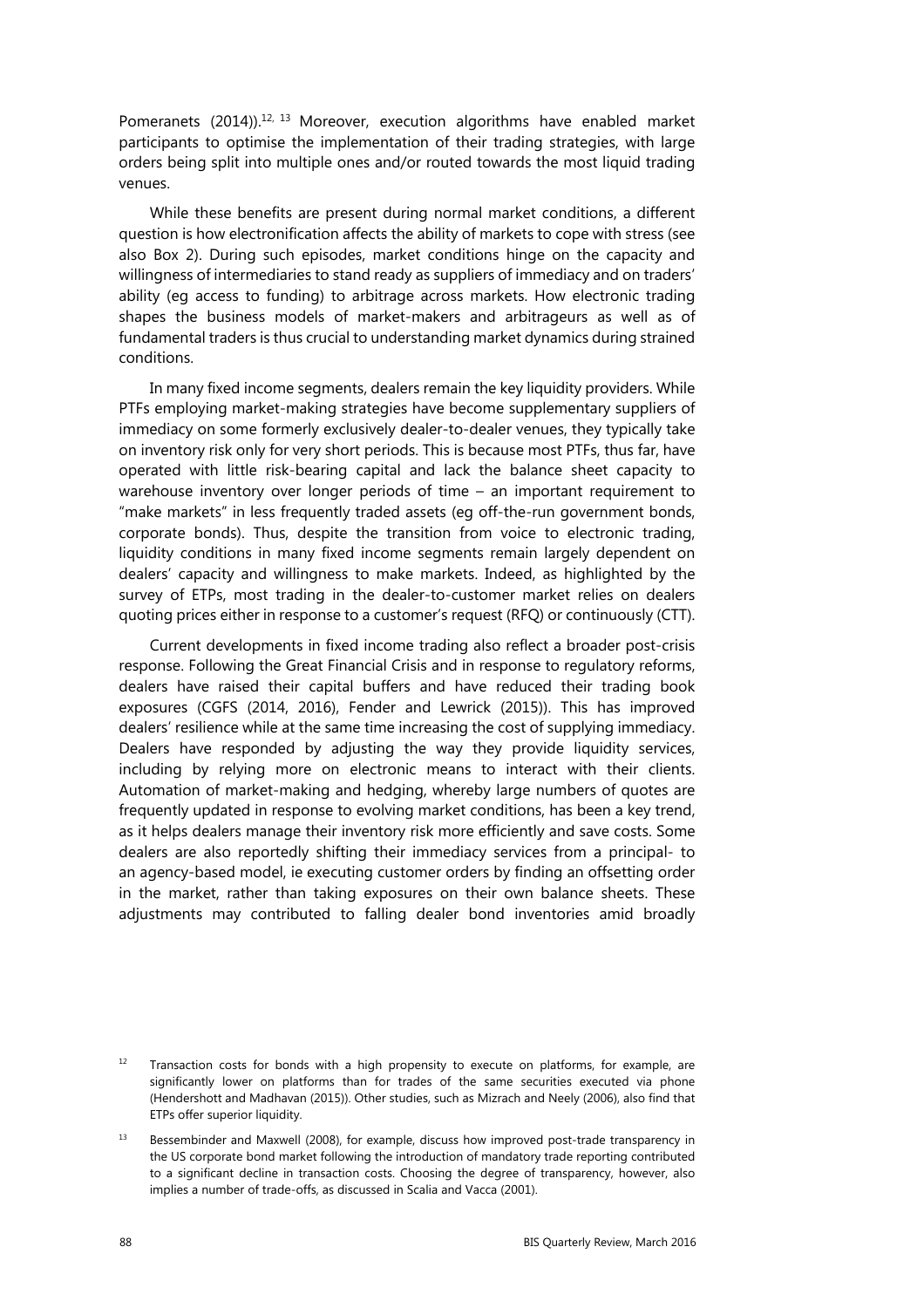Pomeranets (2014)).[12, 13] Moreover, execution algorithms have enabled market participants to optimise the implementation of their trading strategies, with large orders being split into multiple ones and/or routed towards the most liquid trading venues.

While these benefits are present during normal market conditions, a different question is how electronification affects the ability of markets to cope with stress (see also Box 2). During such episodes, market conditions hinge on the capacity and willingness of intermediaries to stand ready as suppliers of immediacy and on traders' ability (eg access to funding) to arbitrage across markets. How electronic trading shapes the business models of market-makers and arbitrageurs as well as of fundamental traders is thus crucial to understanding market dynamics during strained conditions.

In many fixed income segments, dealers remain the key liquidity providers. While PTFs employing market-making strategies have become supplementary suppliers of immediacy on some formerly exclusively dealer-to-dealer venues, they typically take on inventory risk only for very short periods. This is because most PTFs, thus far, have operated with little risk-bearing capital and lack the balance sheet capacity to warehouse inventory over longer periods of time – an important requirement to "make markets" in less frequently traded assets (eg off-the-run government bonds, corporate bonds). Thus, despite the transition from voice to electronic trading, liquidity conditions in many fixed income segments remain largely dependent on dealers' capacity and willingness to make markets. Indeed, as highlighted by the survey of ETPs, most trading in the dealer-to-customer market relies on dealers quoting prices either in response to a customer's request (RFQ) or continuously (CTT).

Current developments in fixed income trading also reflect a broader post-crisis response. Following the Great Financial Crisis and in response to regulatory reforms, dealers have raised their capital buffers and have reduced their trading book exposures (CGFS (2014, 2016), Fender and Lewrick (2015)). This has improved dealers' resilience while at the same time increasing the cost of supplying immediacy. Dealers have responded by adjusting the way they provide liquidity services, including by relying more on electronic means to interact with their clients. Automation of market-making and hedging, whereby large numbers of quotes are frequently updated in response to evolving market conditions, has been a key trend, as it helps dealers manage their inventory risk more efficiently and save costs. Some dealers are also reportedly shifting their immediacy services from a principal- to an agency-based model, ie executing customer orders by finding an offsetting order in the market, rather than taking exposures on their own balance sheets. These adjustments may contributed to falling dealer bond inventories amid broadly

[12] Transaction costs for bonds with a high propensity to execute on platforms, for example, are significantly lower on platforms than for trades of the same securities executed via phone (Hendershott and Madhavan (2015)). Other studies, such as Mizrach and Neely (2006), also find that ETPs offer superior liquidity.

[13] Bessembinder and Maxwell (2008), for example, discuss how improved post-trade transparency in the US corporate bond market following the introduction of mandatory trade reporting contributed to a significant decline in transaction costs. Choosing the degree of transparency, however, also implies a number of trade-offs, as discussed in Scalia and Vacca (2001).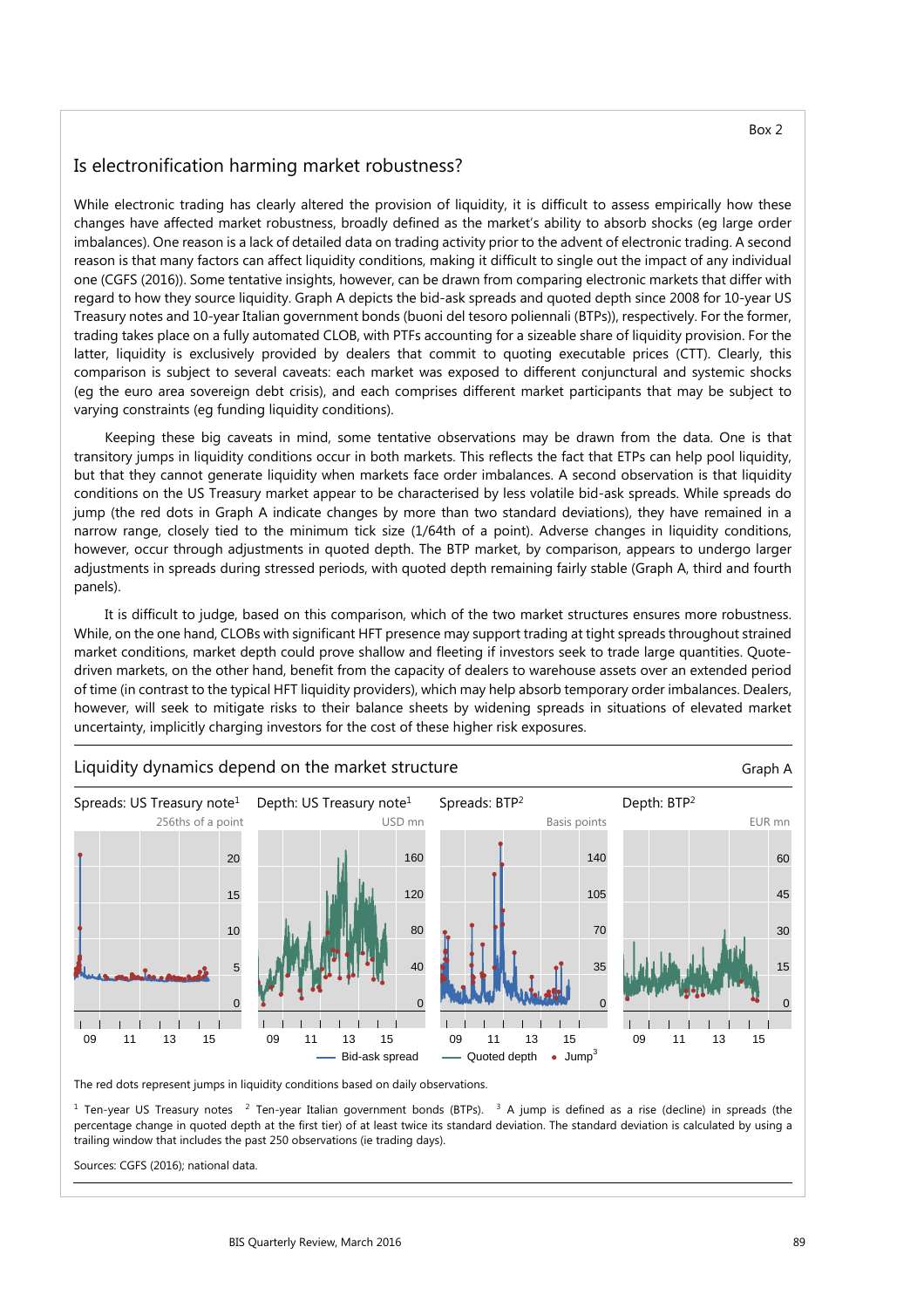Box 2

## Is electronification harming market robustness?

While electronic trading has clearly altered the provision of liquidity, it is difficult to assess empirically how these changes have affected market robustness, broadly defined as the market's ability to absorb shocks (eg large order imbalances). One reason is a lack of detailed data on trading activity prior to the advent of electronic trading. A second reason is that many factors can affect liquidity conditions, making it difficult to single out the impact of any individual one (CGFS (2016)). Some tentative insights, however, can be drawn from comparing electronic markets that differ with regard to how they source liquidity. Graph A depicts the bid-ask spreads and quoted depth since 2008 for 10-year US Treasury notes and 10-year Italian government bonds (buoni del tesoro poliennali (BTPs)), respectively. For the former, trading takes place on a fully automated CLOB, with PTFs accounting for a sizeable share of liquidity provision. For the latter, liquidity is exclusively provided by dealers that commit to quoting executable prices (CTT). Clearly, this comparison is subject to several caveats: each market was exposed to different conjunctural and systemic shocks (eg the euro area sovereign debt crisis), and each comprises different market participants that may be subject to varying constraints (eg funding liquidity conditions).

Keeping these big caveats in mind, some tentative observations may be drawn from the data. One is that transitory jumps in liquidity conditions occur in both markets. This reflects the fact that ETPs can help pool liquidity, but that they cannot generate liquidity when markets face order imbalances. A second observation is that liquidity conditions on the US Treasury market appear to be characterised by less volatile bid-ask spreads. While spreads do jump (the red dots in Graph A indicate changes by more than two standard deviations), they have remained in a narrow range, closely tied to the minimum tick size (1/64th of a point). Adverse changes in liquidity conditions, however, occur through adjustments in quoted depth. The BTP market, by comparison, appears to undergo larger adjustments in spreads during stressed periods, with quoted depth remaining fairly stable (Graph A, third and fourth panels).

It is difficult to judge, based on this comparison, which of the two market structures ensures more robustness. While, on the one hand, CLOBs with significant HFT presence may support trading at tight spreads throughout strained market conditions, market depth could prove shallow and fleeting if investors seek to trade large quantities. Quote-driven markets, on the other hand, benefit from the capacity of dealers to warehouse assets over an extended period of time (in contrast to the typical HFT liquidity providers), which may help absorb temporary order imbalances. Dealers, however, will seek to mitigate risks to their balance sheets by widening spreads in situations of elevated market uncertainty, implicitly charging investors for the cost of these higher risk exposures.

### Liquidity dynamics depend on the market structure

Graph A

Spreads: US Treasury note[1] (256ths of a point) | Depth: US Treasury note[1] (USD mn) | Spreads: BTP[2] (Basis points) | Depth: BTP[2] (EUR mn)

— Bid-ask spread — Quoted depth • Jump[3]

The red dots represent jumps in liquidity conditions based on daily observations.

[1] Ten-year US Treasury notes [2] Ten-year Italian government bonds (BTPs). [3] A jump is defined as a rise (decline) in spreads (the percentage change in quoted depth at the first tier) of at least twice its standard deviation. The standard deviation is calculated by using a trailing window that includes the past 250 observations (ie trading days).

Sources: CGFS (2016); national data.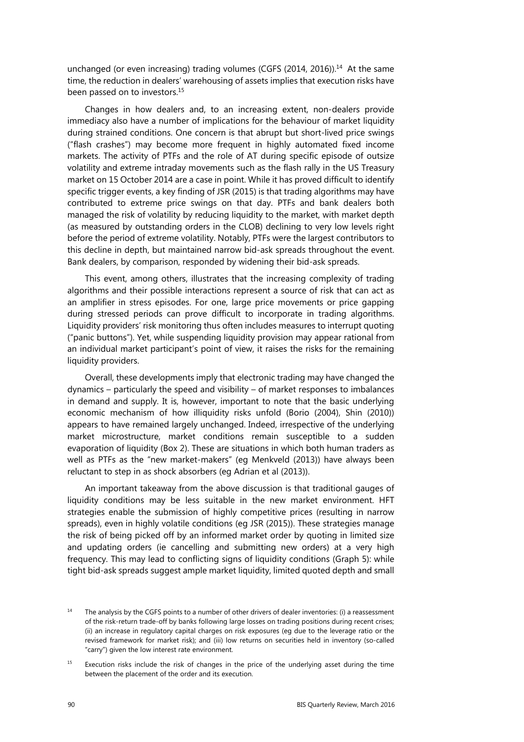unchanged (or even increasing) trading volumes (CGFS (2014, 2016)).[14] At the same time, the reduction in dealers' warehousing of assets implies that execution risks have been passed on to investors.[15]

Changes in how dealers and, to an increasing extent, non-dealers provide immediacy also have a number of implications for the behaviour of market liquidity during strained conditions. One concern is that abrupt but short-lived price swings ("flash crashes") may become more frequent in highly automated fixed income markets. The activity of PTFs and the role of AT during specific episode of outsize volatility and extreme intraday movements such as the flash rally in the US Treasury market on 15 October 2014 are a case in point. While it has proved difficult to identify specific trigger events, a key finding of JSR (2015) is that trading algorithms may have contributed to extreme price swings on that day. PTFs and bank dealers both managed the risk of volatility by reducing liquidity to the market, with market depth (as measured by outstanding orders in the CLOB) declining to very low levels right before the period of extreme volatility. Notably, PTFs were the largest contributors to this decline in depth, but maintained narrow bid-ask spreads throughout the event. Bank dealers, by comparison, responded by widening their bid-ask spreads.

This event, among others, illustrates that the increasing complexity of trading algorithms and their possible interactions represent a source of risk that can act as an amplifier in stress episodes. For one, large price movements or price gapping during stressed periods can prove difficult to incorporate in trading algorithms. Liquidity providers' risk monitoring thus often includes measures to interrupt quoting ("panic buttons"). Yet, while suspending liquidity provision may appear rational from an individual market participant's point of view, it raises the risks for the remaining liquidity providers.

Overall, these developments imply that electronic trading may have changed the dynamics – particularly the speed and visibility – of market responses to imbalances in demand and supply. It is, however, important to note that the basic underlying economic mechanism of how illiquidity risks unfold (Borio (2004), Shin (2010)) appears to have remained largely unchanged. Indeed, irrespective of the underlying market microstructure, market conditions remain susceptible to a sudden evaporation of liquidity (Box 2). These are situations in which both human traders as well as PTFs as the "new market-makers" (eg Menkveld (2013)) have always been reluctant to step in as shock absorbers (eg Adrian et al (2013)).

An important takeaway from the above discussion is that traditional gauges of liquidity conditions may be less suitable in the new market environment. HFT strategies enable the submission of highly competitive prices (resulting in narrow spreads), even in highly volatile conditions (eg JSR (2015)). These strategies manage the risk of being picked off by an informed market order by quoting in limited size and updating orders (ie cancelling and submitting new orders) at a very high frequency. This may lead to conflicting signs of liquidity conditions (Graph 5): while tight bid-ask spreads suggest ample market liquidity, limited quoted depth and small

[14] The analysis by the CGFS points to a number of other drivers of dealer inventories: (i) a reassessment of the risk-return trade-off by banks following large losses on trading positions during recent crises; (ii) an increase in regulatory capital charges on risk exposures (eg due to the leverage ratio or the revised framework for market risk); and (iii) low returns on securities held in inventory (so-called "carry") given the low interest rate environment.

[15] Execution risks include the risk of changes in the price of the underlying asset during the time between the placement of the order and its execution.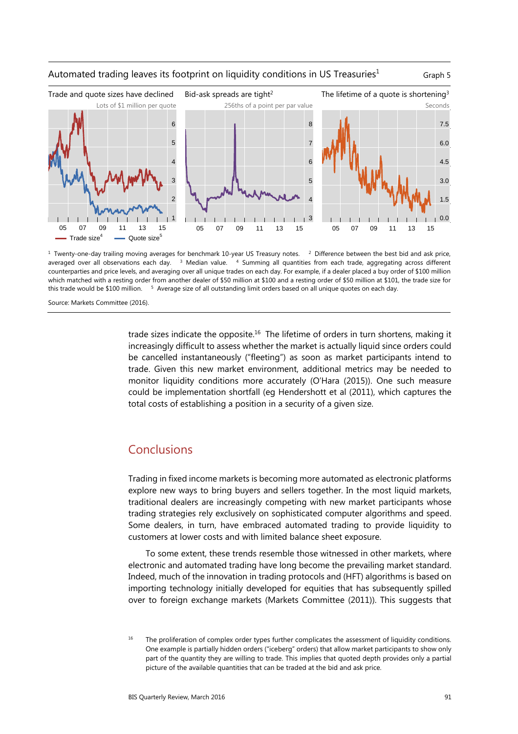Automated trading leaves its footprint on liquidity conditions in US Treasuries[1] — Graph 5

Trade and quote sizes have declined — Lots of $1 million per quote

Bid-ask spreads are tight[2] — 256ths of a point per par value

The lifetime of a quote is shortening[3] — Seconds

Trade size[4] — Quote size[5]

[1] Twenty-one-day trailing moving averages for benchmark 10-year US Treasury notes. [2] Difference between the best bid and ask price, averaged over all observations each day. [3] Median value. [4] Summing all quantities from each trade, aggregating across different counterparties and price levels, and averaging over all unique trades on each day. For example, if a dealer placed a buy order of $100 million which matched with a resting order from another dealer of $50 million at $100 and a resting order of $50 million at $101, the trade size for this trade would be $100 million. [5] Average size of all outstanding limit orders based on all unique quotes on each day.

Source: Markets Committee (2016).

trade sizes indicate the opposite.[16] The lifetime of orders in turn shortens, making it increasingly difficult to assess whether the market is actually liquid since orders could be cancelled instantaneously ("fleeting") as soon as market participants intend to trade. Given this new market environment, additional metrics may be needed to monitor liquidity conditions more accurately (O'Hara (2015)). One such measure could be implementation shortfall (eg Hendershott et al (2011), which captures the total costs of establishing a position in a security of a given size.

## Conclusions

Trading in fixed income markets is becoming more automated as electronic platforms explore new ways to bring buyers and sellers together. In the most liquid markets, traditional dealers are increasingly competing with new market participants whose trading strategies rely exclusively on sophisticated computer algorithms and speed. Some dealers, in turn, have embraced automated trading to provide liquidity to customers at lower costs and with limited balance sheet exposure.

To some extent, these trends resemble those witnessed in other markets, where electronic and automated trading have long become the prevailing market standard. Indeed, much of the innovation in trading protocols and (HFT) algorithms is based on importing technology initially developed for equities that has subsequently spilled over to foreign exchange markets (Markets Committee (2011)). This suggests that

[16] The proliferation of complex order types further complicates the assessment of liquidity conditions. One example is partially hidden orders ("iceberg" orders) that allow market participants to show only part of the quantity they are willing to trade. This implies that quoted depth provides only a partial picture of the available quantities that can be traded at the bid and ask price.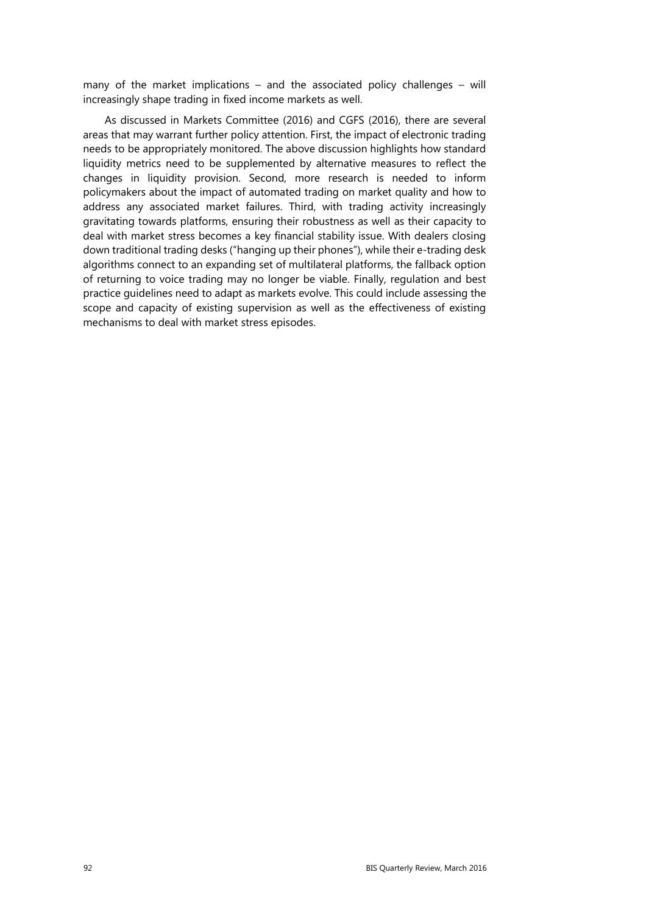many of the market implications – and the associated policy challenges – will increasingly shape trading in fixed income markets as well.

As discussed in Markets Committee (2016) and CGFS (2016), there are several areas that may warrant further policy attention. First, the impact of electronic trading needs to be appropriately monitored. The above discussion highlights how standard liquidity metrics need to be supplemented by alternative measures to reflect the changes in liquidity provision. Second, more research is needed to inform policymakers about the impact of automated trading on market quality and how to address any associated market failures. Third, with trading activity increasingly gravitating towards platforms, ensuring their robustness as well as their capacity to deal with market stress becomes a key financial stability issue. With dealers closing down traditional trading desks ("hanging up their phones"), while their e-trading desk algorithms connect to an expanding set of multilateral platforms, the fallback option of returning to voice trading may no longer be viable. Finally, regulation and best practice guidelines need to adapt as markets evolve. This could include assessing the scope and capacity of existing supervision as well as the effectiveness of existing mechanisms to deal with market stress episodes.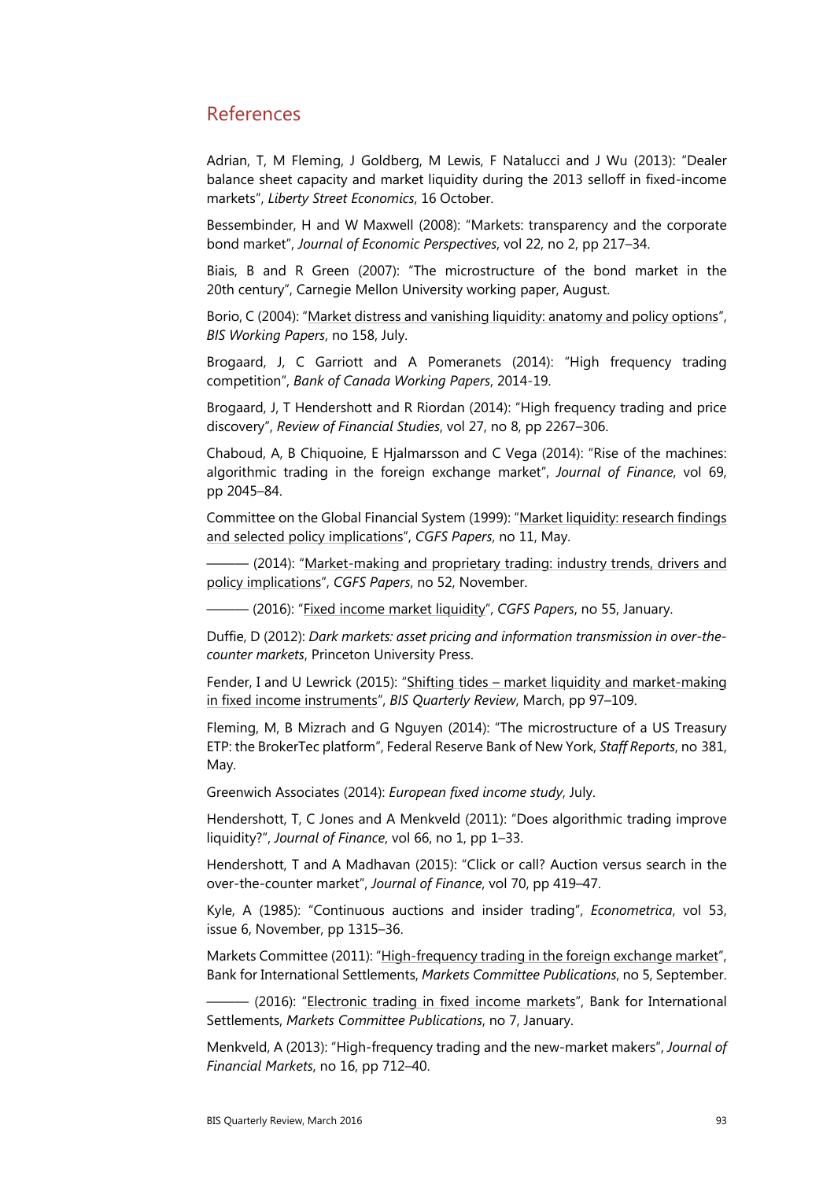## References

Adrian, T, M Fleming, J Goldberg, M Lewis, F Natalucci and J Wu (2013): "Dealer balance sheet capacity and market liquidity during the 2013 selloff in fixed-income markets", *Liberty Street Economics*, 16 October.

Bessembinder, H and W Maxwell (2008): "Markets: transparency and the corporate bond market", *Journal of Economic Perspectives*, vol 22, no 2, pp 217–34.

Biais, B and R Green (2007): "The microstructure of the bond market in the 20th century", Carnegie Mellon University working paper, August.

Borio, C (2004): "Market distress and vanishing liquidity: anatomy and policy options", *BIS Working Papers*, no 158, July.

Brogaard, J, C Garriott and A Pomeranets (2014): "High frequency trading competition", *Bank of Canada Working Papers*, 2014-19.

Brogaard, J, T Hendershott and R Riordan (2014): "High frequency trading and price discovery", *Review of Financial Studies*, vol 27, no 8, pp 2267–306.

Chaboud, A, B Chiquoine, E Hjalmarsson and C Vega (2014): "Rise of the machines: algorithmic trading in the foreign exchange market", *Journal of Finance*, vol 69, pp 2045–84.

Committee on the Global Financial System (1999): "Market liquidity: research findings and selected policy implications", *CGFS Papers*, no 11, May.

——— (2014): "Market-making and proprietary trading: industry trends, drivers and policy implications", *CGFS Papers*, no 52, November.

——— (2016): "Fixed income market liquidity", *CGFS Papers*, no 55, January.

Duffie, D (2012): *Dark markets: asset pricing and information transmission in over-the-counter markets*, Princeton University Press.

Fender, I and U Lewrick (2015): "Shifting tides – market liquidity and market-making in fixed income instruments", *BIS Quarterly Review*, March, pp 97–109.

Fleming, M, B Mizrach and G Nguyen (2014): "The microstructure of a US Treasury ETP: the BrokerTec platform", Federal Reserve Bank of New York, *Staff Reports*, no 381, May.

Greenwich Associates (2014): *European fixed income study*, July.

Hendershott, T, C Jones and A Menkveld (2011): "Does algorithmic trading improve liquidity?", *Journal of Finance*, vol 66, no 1, pp 1–33.

Hendershott, T and A Madhavan (2015): "Click or call? Auction versus search in the over-the-counter market", *Journal of Finance*, vol 70, pp 419–47.

Kyle, A (1985): "Continuous auctions and insider trading", *Econometrica*, vol 53, issue 6, November, pp 1315–36.

Markets Committee (2011): "High-frequency trading in the foreign exchange market", Bank for International Settlements, *Markets Committee Publications*, no 5, September.

——— (2016): "Electronic trading in fixed income markets", Bank for International Settlements, *Markets Committee Publications*, no 7, January.

Menkveld, A (2013): "High-frequency trading and the new-market makers", *Journal of Financial Markets*, no 16, pp 712–40.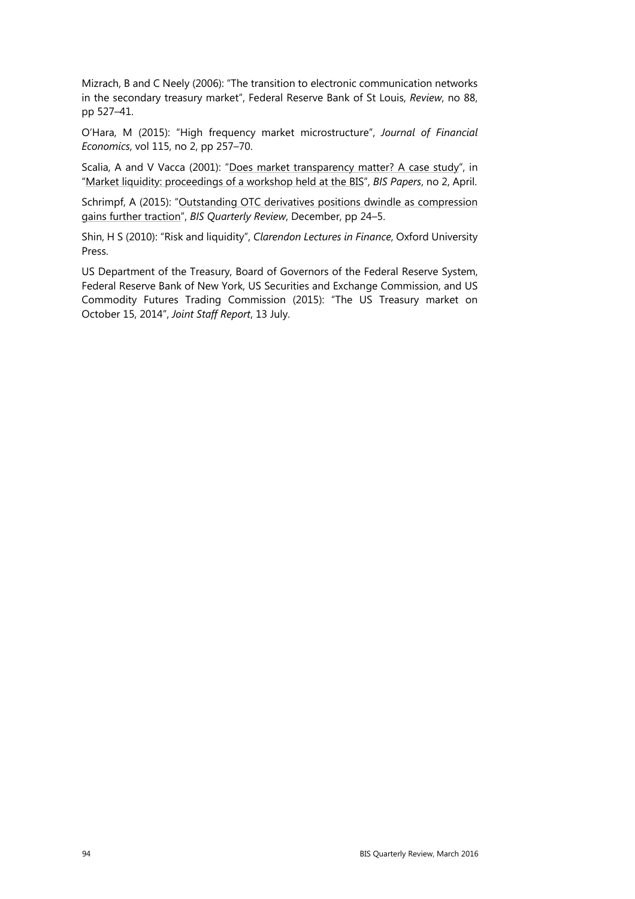Mizrach, B and C Neely (2006): "The transition to electronic communication networks in the secondary treasury market", Federal Reserve Bank of St Louis, *Review*, no 88, pp 527–41.

O'Hara, M (2015): "High frequency market microstructure", *Journal of Financial Economics*, vol 115, no 2, pp 257–70.

Scalia, A and V Vacca (2001): "Does market transparency matter? A case study", in "Market liquidity: proceedings of a workshop held at the BIS", *BIS Papers*, no 2, April.

Schrimpf, A (2015): "Outstanding OTC derivatives positions dwindle as compression gains further traction", *BIS Quarterly Review*, December, pp 24–5.

Shin, H S (2010): "Risk and liquidity", *Clarendon Lectures in Finance*, Oxford University Press.

US Department of the Treasury, Board of Governors of the Federal Reserve System, Federal Reserve Bank of New York, US Securities and Exchange Commission, and US Commodity Futures Trading Commission (2015): "The US Treasury market on October 15, 2014", *Joint Staff Report*, 13 July.